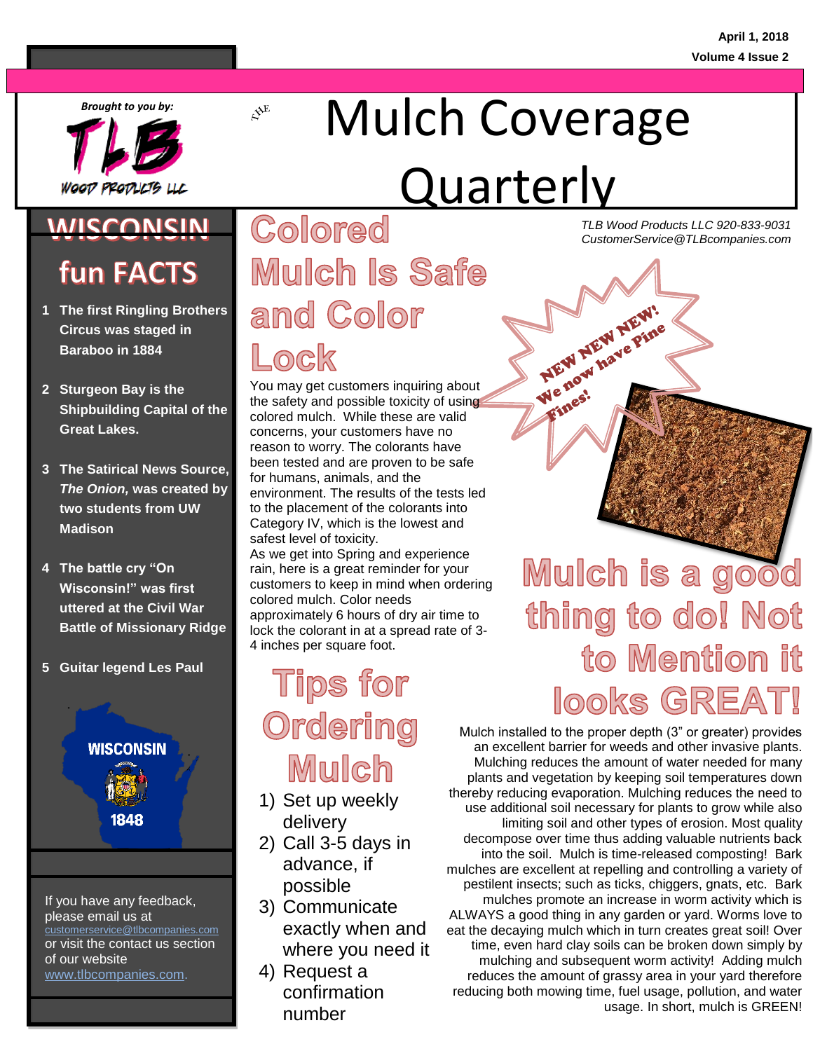April 1, 2018

Volume 4 Issue 2

*Brought to you by:*

TLB Wood Products LLC

# The Mulch Coverage Quarterly

TLB Wood Products LLC 920-833-9031
CustomerService@TLBcompanies.com

## Colored Mulch Is Safe and Color Lock

You may get customers inquiring about the safety and possible toxicity of using colored mulch. While these are valid concerns, your customers have no reason to worry. The colorants have been tested and are proven to be safe for humans, animals, and the environment. The results of the tests led to the placement of the colorants into Category IV, which is the lowest and safest level of toxicity.

As we get into Spring and experience rain, here is a great reminder for your customers to keep in mind when ordering colored mulch. Color needs approximately 6 hours of dry air time to lock the colorant in at a spread rate of 3-4 inches per square foot.

NEW NEW NEW! We now have Pine Fines!

## Tips for Ordering Mulch

1) Set up weekly delivery
2) Call 3-5 days in advance, if possible
3) Communicate exactly when and where you need it
4) Request a confirmation number

## Mulch is a good thing to do! Not to Mention it looks GREAT!

Mulch installed to the proper depth (3" or greater) provides an excellent barrier for weeds and other invasive plants. Mulching reduces the amount of water needed for many plants and vegetation by keeping soil temperatures down thereby reducing evaporation. Mulching reduces the need to use additional soil necessary for plants to grow while also limiting soil and other types of erosion. Most quality decompose over time thus adding valuable nutrients back into the soil. Mulch is time-released composting! Bark mulches are excellent at repelling and controlling a variety of pestilent insects; such as ticks, chiggers, gnats, etc. Bark mulches promote an increase in worm activity which is ALWAYS a good thing in any garden or yard. Worms love to eat the decaying mulch which in turn creates great soil! Over time, even hard clay soils can be broken down simply by mulching and subsequent worm activity! Adding mulch reduces the amount of grassy area in your yard therefore reducing both mowing time, fuel usage, pollution, and water usage. In short, mulch is GREEN!

## WISCONSIN fun FACTS

1. **The first Ringling Brothers Circus was staged in Baraboo in 1884**
2. **Sturgeon Bay is the Shipbuilding Capital of the Great Lakes.**
3. **The Satirical News Source, *The Onion,* was created by two students from UW Madison**
4. **The battle cry "On Wisconsin!" was first uttered at the Civil War Battle of Missionary Ridge**
5. **Guitar legend Les Paul**

WISCONSIN 1848

If you have any feedback, please email us at customerservice@tlbcompanies.com or visit the contact us section of our website www.tlbcompanies.com.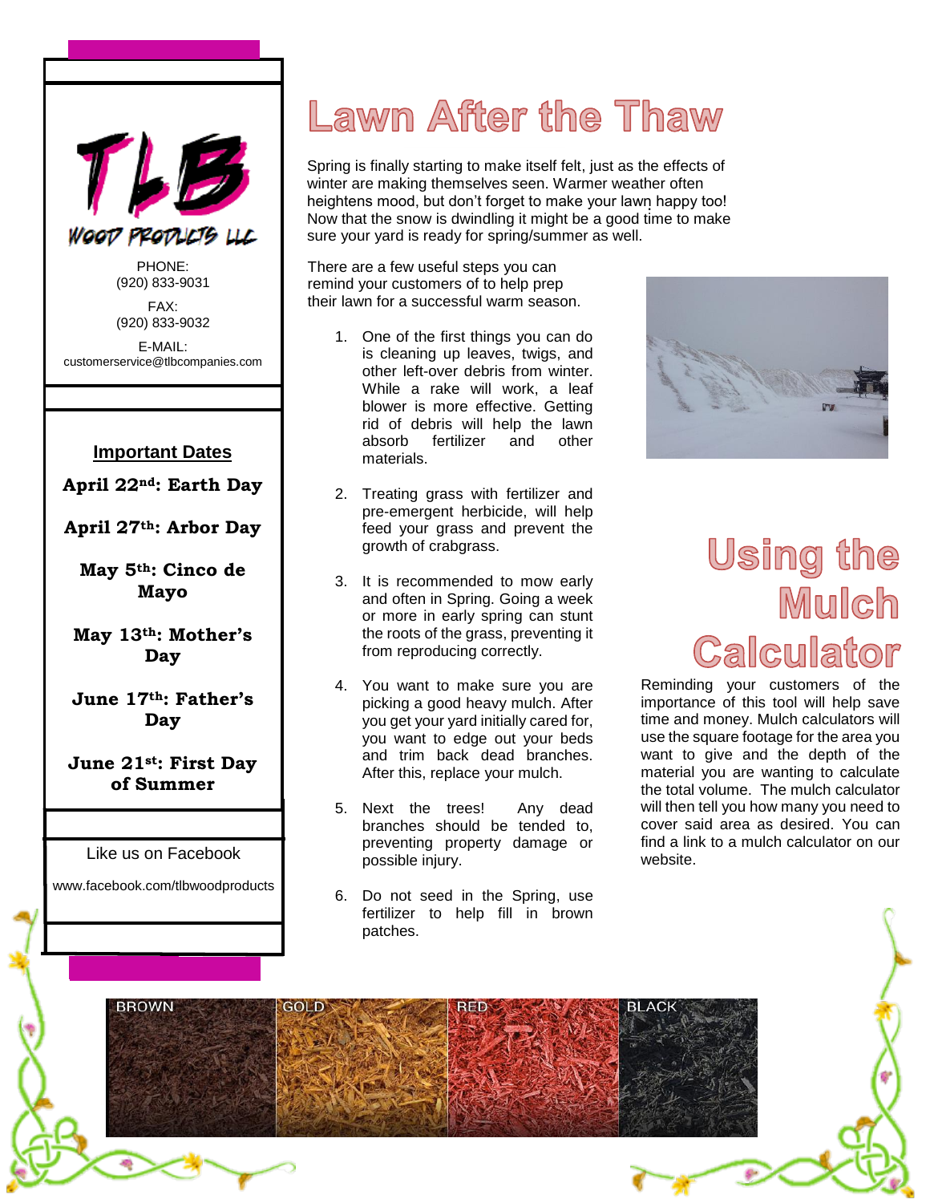TLB WOOD PRODUCTS LLC

PHONE:
(920) 833-9031

FAX:
(920) 833-9032

E-MAIL:
customerservice@tlbcompanies.com

**Important Dates**

**April 22nd: Earth Day**

**April 27th: Arbor Day**

**May 5th: Cinco de Mayo**

**May 13th: Mother's Day**

**June 17th: Father's Day**

**June 21st: First Day of Summer**

Like us on Facebook

www.facebook.com/tlbwoodproducts

# Lawn After the Thaw

Spring is finally starting to make itself felt, just as the effects of winter are making themselves seen. Warmer weather often heightens mood, but don't forget to make your lawn happy too! Now that the snow is dwindling it might be a good time to make sure your yard is ready for spring/summer as well.

There are a few useful steps you can remind your customers of to help prep their lawn for a successful warm season.

1. One of the first things you can do is cleaning up leaves, twigs, and other left-over debris from winter. While a rake will work, a leaf blower is more effective. Getting rid of debris will help the lawn absorb fertilizer and other materials.
2. Treating grass with fertilizer and pre-emergent herbicide, will help feed your grass and prevent the growth of crabgrass.
3. It is recommended to mow early and often in Spring. Going a week or more in early spring can stunt the roots of the grass, preventing it from reproducing correctly.
4. You want to make sure you are picking a good heavy mulch. After you get your yard initially cared for, you want to edge out your beds and trim back dead branches. After this, replace your mulch.
5. Next the trees! Any dead branches should be tended to, preventing property damage or possible injury.
6. Do not seed in the Spring, use fertilizer to help fill in brown patches.

# Using the Mulch Calculator

Reminding your customers of the importance of this tool will help save time and money. Mulch calculators will use the square footage for the area you want to give and the depth of the material you are wanting to calculate the total volume. The mulch calculator will then tell you how many you need to cover said area as desired. You can find a link to a mulch calculator on our website.

BROWN GOLD RED BLACK